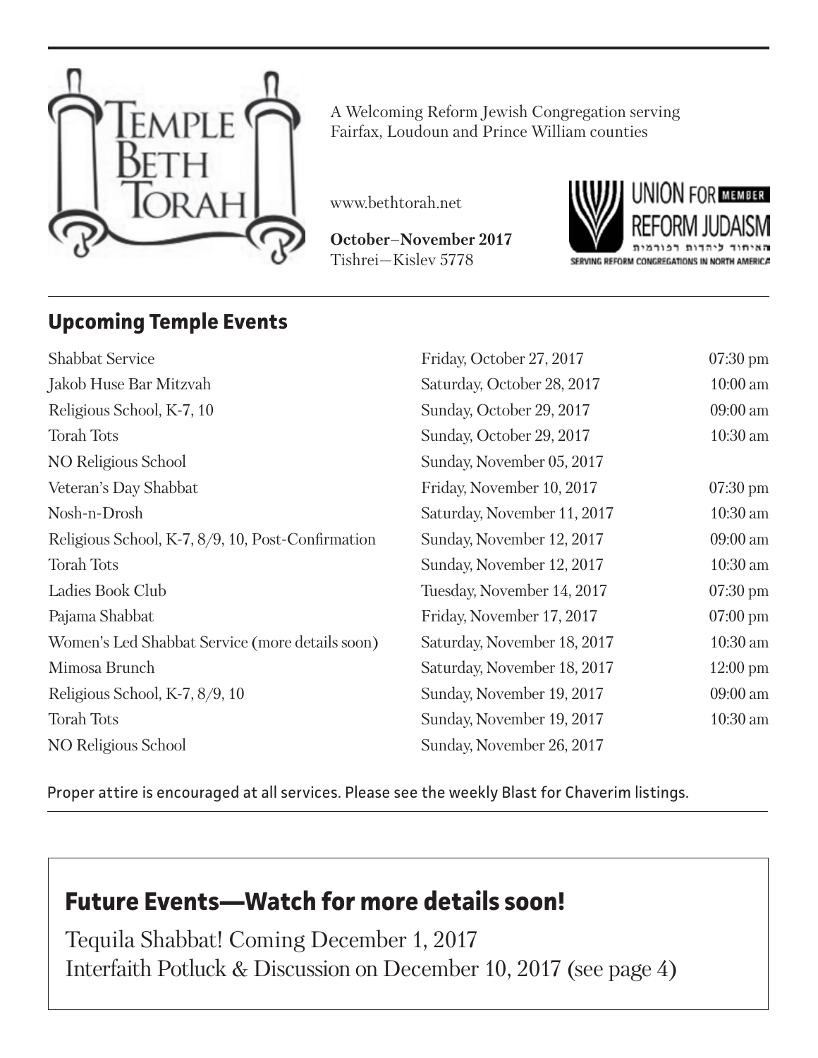# Temple Beth Torah

A Welcoming Reform Jewish Congregation serving Fairfax, Loudoun and Prince William counties

www.bethtorah.net

**October–November 2017**
Tishrei—Kislev 5778

UNION FOR REFORM JUDAISM MEMBER
האיחוד ליהדות רפורמית
SERVING REFORM CONGREGATIONS IN NORTH AMERICA

## Upcoming Temple Events

| Event | Date | Time |
|---|---|---|
| Shabbat Service | Friday, October 27, 2017 | 07:30 pm |
| Jakob Huse Bar Mitzvah | Saturday, October 28, 2017 | 10:00 am |
| Religious School, K-7, 10 | Sunday, October 29, 2017 | 09:00 am |
| Torah Tots | Sunday, October 29, 2017 | 10:30 am |
| NO Religious School | Sunday, November 05, 2017 | |
| Veteran's Day Shabbat | Friday, November 10, 2017 | 07:30 pm |
| Nosh-n-Drosh | Saturday, November 11, 2017 | 10:30 am |
| Religious School, K-7, 8/9, 10, Post-Confirmation | Sunday, November 12, 2017 | 09:00 am |
| Torah Tots | Sunday, November 12, 2017 | 10:30 am |
| Ladies Book Club | Tuesday, November 14, 2017 | 07:30 pm |
| Pajama Shabbat | Friday, November 17, 2017 | 07:00 pm |
| Women's Led Shabbat Service (more details soon) | Saturday, November 18, 2017 | 10:30 am |
| Mimosa Brunch | Saturday, November 18, 2017 | 12:00 pm |
| Religious School, K-7, 8/9, 10 | Sunday, November 19, 2017 | 09:00 am |
| Torah Tots | Sunday, November 19, 2017 | 10:30 am |
| NO Religious School | Sunday, November 26, 2017 | |

Proper attire is encouraged at all services. Please see the weekly Blast for Chaverim listings.

## Future Events—Watch for more details soon!

Tequila Shabbat! Coming December 1, 2017
Interfaith Potluck & Discussion on December 10, 2017 (see page 4)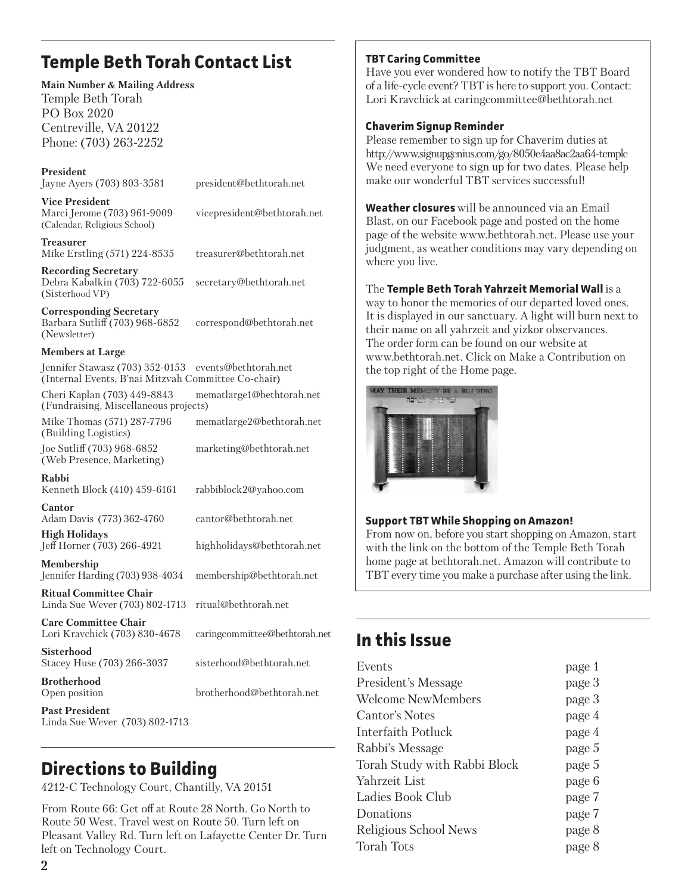## Temple Beth Torah Contact List

**Main Number & Mailing Address**
Temple Beth Torah
PO Box 2020
Centreville, VA 20122
Phone: (703) 263-2252

**President**
Jayne Ayers (703) 803-3581 president@bethtorah.net

**Vice President**
Marci Jerome (703) 961-9009 vicepresident@bethtorah.net
(Calendar, Religious School)

**Treasurer**
Mike Erstling (571) 224-8535 treasurer@bethtorah.net

**Recording Secretary**
Debra Kabalkin (703) 722-6055 secretary@bethtorah.net
(Sisterhood VP)

**Corresponding Secretary**
Barbara Sutliff (703) 968-6852 correspond@bethtorah.net
(Newsletter)

**Members at Large**

Jennifer Stawasz (703) 352-0153 events@bethtorah.net
(Internal Events, B'nai Mitzvah Committee Co-chair)

Cheri Kaplan (703) 449-8843 mematlarge1@bethtorah.net
(Fundraising, Miscellaneous projects)

Mike Thomas (571) 287-7796 mematlarge2@bethtorah.net
(Building Logistics)

Joe Sutliff (703) 968-6852 marketing@bethtorah.net
(Web Presence, Marketing)

**Rabbi**
Kenneth Block (410) 459-6161 rabbiblock2@yahoo.com

**Cantor**
Adam Davis (773) 362-4760 cantor@bethtorah.net

**High Holidays**
Jeff Horner (703) 266-4921 highholidays@bethtorah.net

**Membership**
Jennifer Harding (703) 938-4034 membership@bethtorah.net

**Ritual Committee Chair**
Linda Sue Wever (703) 802-1713 ritual@bethtorah.net

**Care Committee Chair**
Lori Kravchick (703) 830-4678 caringcommittee@bethtorah.net

**Sisterhood**
Stacey Huse (703) 266-3037 sisterhood@bethtorah.net

**Brotherhood**
Open position brotherhood@bethtorah.net

**Past President**
Linda Sue Wever (703) 802-1713

## Directions to Building

4212-C Technology Court, Chantilly, VA 20151

From Route 66: Get off at Route 28 North. Go North to Route 50 West. Travel west on Route 50. Turn left on Pleasant Valley Rd. Turn left on Lafayette Center Dr. Turn left on Technology Court.

### TBT Caring Committee

Have you ever wondered how to notify the TBT Board of a life-cycle event? TBT is here to support you. Contact: Lori Kravchick at caringcommittee@bethtorah.net

### Chaverim Signup Reminder

Please remember to sign up for Chaverim duties at http://www.signupgenius.com/go/8050e4aa8ac2aa64-temple We need everyone to sign up for two dates. Please help make our wonderful TBT services successful!

**Weather closures** will be announced via an Email Blast, on our Facebook page and posted on the home page of the website www.bethtorah.net. Please use your judgment, as weather conditions may vary depending on where you live.

The **Temple Beth Torah Yahrzeit Memorial Wall** is a way to honor the memories of our departed loved ones. It is displayed in our sanctuary. A light will burn next to their name on all yahrzeit and yizkor observances. The order form can be found on our website at www.bethtorah.net. Click on Make a Contribution on the top right of the Home page.

### Support TBT While Shopping on Amazon!

From now on, before you start shopping on Amazon, start with the link on the bottom of the Temple Beth Torah home page at bethtorah.net. Amazon will contribute to TBT every time you make a purchase after using the link.

## In this Issue

| | |
|---|---|
| Events | page 1 |
| President's Message | page 3 |
| Welcome NewMembers | page 3 |
| Cantor's Notes | page 4 |
| Interfaith Potluck | page 4 |
| Rabbi's Message | page 5 |
| Torah Study with Rabbi Block | page 5 |
| Yahrzeit List | page 6 |
| Ladies Book Club | page 7 |
| Donations | page 7 |
| Religious School News | page 8 |
| Torah Tots | page 8 |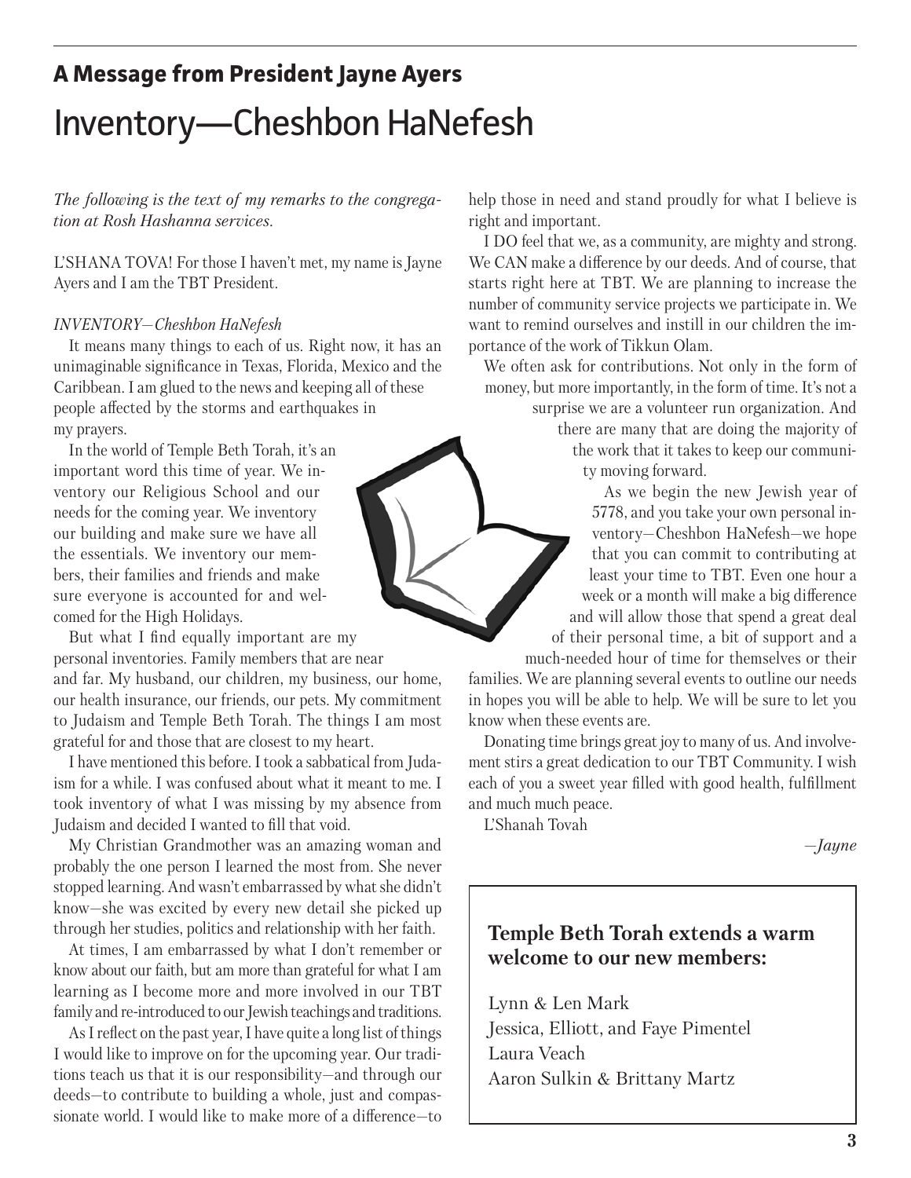## A Message from President Jayne Ayers

# Inventory—Cheshbon HaNefesh

*The following is the text of my remarks to the congregation at Rosh Hashanna services.*

L'SHANA TOVA! For those I haven't met, my name is Jayne Ayers and I am the TBT President.

*INVENTORY—Cheshbon HaNefesh*

It means many things to each of us. Right now, it has an unimaginable significance in Texas, Florida, Mexico and the Caribbean. I am glued to the news and keeping all of these people affected by the storms and earthquakes in my prayers.

In the world of Temple Beth Torah, it's an important word this time of year. We inventory our Religious School and our needs for the coming year. We inventory our building and make sure we have all the essentials. We inventory our members, their families and friends and make sure everyone is accounted for and welcomed for the High Holidays.

But what I find equally important are my personal inventories. Family members that are near and far. My husband, our children, my business, our home, our health insurance, our friends, our pets. My commitment to Judaism and Temple Beth Torah. The things I am most grateful for and those that are closest to my heart.

I have mentioned this before. I took a sabbatical from Judaism for a while. I was confused about what it meant to me. I took inventory of what I was missing by my absence from Judaism and decided I wanted to fill that void.

My Christian Grandmother was an amazing woman and probably the one person I learned the most from. She never stopped learning. And wasn't embarrassed by what she didn't know—she was excited by every new detail she picked up through her studies, politics and relationship with her faith.

At times, I am embarrassed by what I don't remember or know about our faith, but am more than grateful for what I am learning as I become more and more involved in our TBT family and re-introduced to our Jewish teachings and traditions.

As I reflect on the past year, I have quite a long list of things I would like to improve on for the upcoming year. Our traditions teach us that it is our responsibility—and through our deeds—to contribute to building a whole, just and compassionate world. I would like to make more of a difference—to help those in need and stand proudly for what I believe is right and important.

I DO feel that we, as a community, are mighty and strong. We CAN make a difference by our deeds. And of course, that starts right here at TBT. We are planning to increase the number of community service projects we participate in. We want to remind ourselves and instill in our children the importance of the work of Tikkun Olam.

We often ask for contributions. Not only in the form of money, but more importantly, in the form of time. It's not a surprise we are a volunteer run organization. And there are many that are doing the majority of the work that it takes to keep our community moving forward.

As we begin the new Jewish year of 5778, and you take your own personal inventory—Cheshbon HaNefesh—we hope that you can commit to contributing at least your time to TBT. Even one hour a week or a month will make a big difference and will allow those that spend a great deal of their personal time, a bit of support and a much-needed hour of time for themselves or their families. We are planning several events to outline our needs in hopes you will be able to help. We will be sure to let you know when these events are.

Donating time brings great joy to many of us. And involvement stirs a great dedication to our TBT Community. I wish each of you a sweet year filled with good health, fulfillment and much much peace.

L'Shanah Tovah

*—Jayne*

**Temple Beth Torah extends a warm welcome to our new members:**

Lynn & Len Mark
Jessica, Elliott, and Faye Pimentel
Laura Veach
Aaron Sulkin & Brittany Martz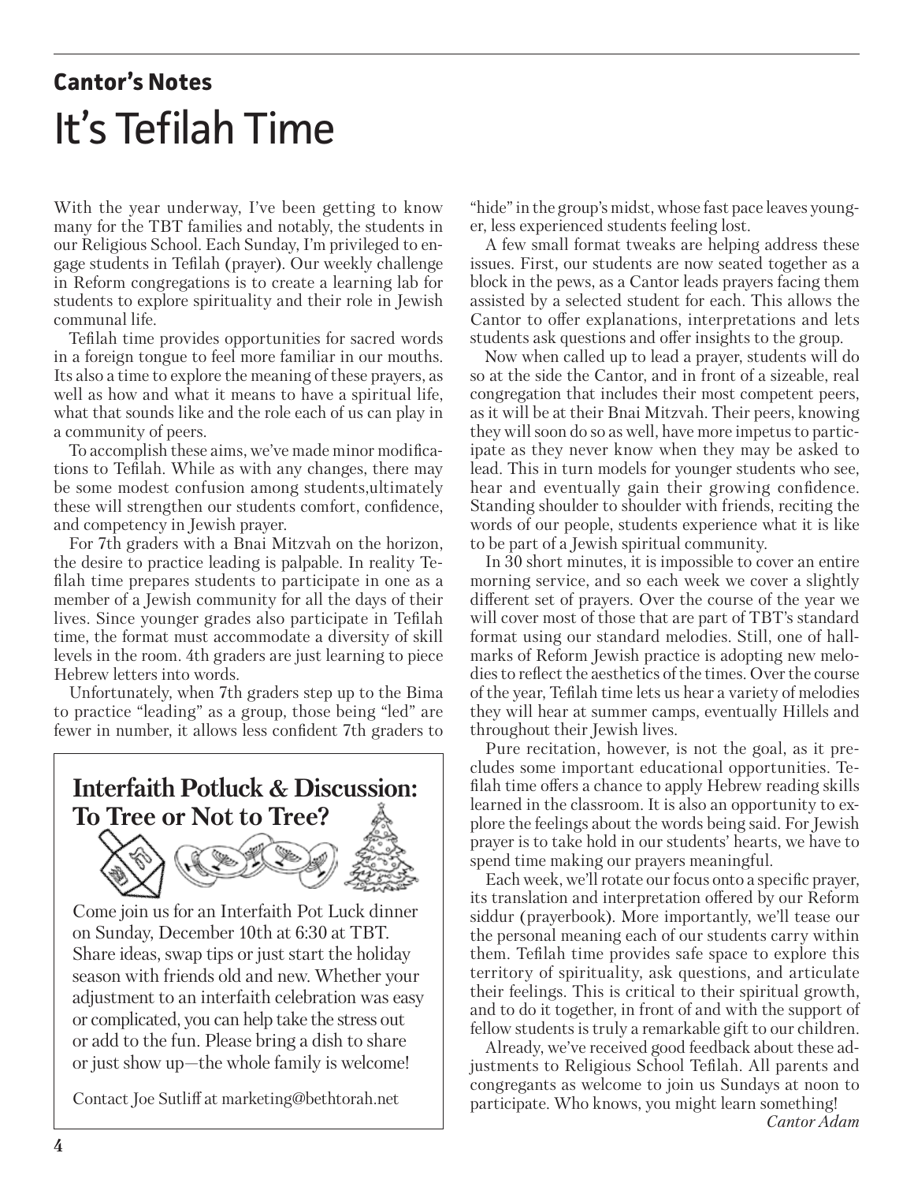## Cantor's Notes

# It's Tefilah Time

With the year underway, I've been getting to know many for the TBT families and notably, the students in our Religious School. Each Sunday, I'm privileged to engage students in Tefilah (prayer). Our weekly challenge in Reform congregations is to create a learning lab for students to explore spirituality and their role in Jewish communal life.

Tefilah time provides opportunities for sacred words in a foreign tongue to feel more familiar in our mouths. Its also a time to explore the meaning of these prayers, as well as how and what it means to have a spiritual life, what that sounds like and the role each of us can play in a community of peers.

To accomplish these aims, we've made minor modifications to Tefilah. While as with any changes, there may be some modest confusion among students,ultimately these will strengthen our students comfort, confidence, and competency in Jewish prayer.

For 7th graders with a Bnai Mitzvah on the horizon, the desire to practice leading is palpable. In reality Tefilah time prepares students to participate in one as a member of a Jewish community for all the days of their lives. Since younger grades also participate in Tefilah time, the format must accommodate a diversity of skill levels in the room. 4th graders are just learning to piece Hebrew letters into words.

Unfortunately, when 7th graders step up to the Bima to practice "leading" as a group, those being "led" are fewer in number, it allows less confident 7th graders to "hide" in the group's midst, whose fast pace leaves younger, less experienced students feeling lost.

A few small format tweaks are helping address these issues. First, our students are now seated together as a block in the pews, as a Cantor leads prayers facing them assisted by a selected student for each. This allows the Cantor to offer explanations, interpretations and lets students ask questions and offer insights to the group.

Now when called up to lead a prayer, students will do so at the side the Cantor, and in front of a sizeable, real congregation that includes their most competent peers, as it will be at their Bnai Mitzvah. Their peers, knowing they will soon do so as well, have more impetus to participate as they never know when they may be asked to lead. This in turn models for younger students who see, hear and eventually gain their growing confidence. Standing shoulder to shoulder with friends, reciting the words of our people, students experience what it is like to be part of a Jewish spiritual community.

In 30 short minutes, it is impossible to cover an entire morning service, and so each week we cover a slightly different set of prayers. Over the course of the year we will cover most of those that are part of TBT's standard format using our standard melodies. Still, one of hallmarks of Reform Jewish practice is adopting new melodies to reflect the aesthetics of the times. Over the course of the year, Tefilah time lets us hear a variety of melodies they will hear at summer camps, eventually Hillels and throughout their Jewish lives.

Pure recitation, however, is not the goal, as it precludes some important educational opportunities. Tefilah time offers a chance to apply Hebrew reading skills learned in the classroom. It is also an opportunity to explore the feelings about the words being said. For Jewish prayer is to take hold in our students' hearts, we have to spend time making our prayers meaningful.

Each week, we'll rotate our focus onto a specific prayer, its translation and interpretation offered by our Reform siddur (prayerbook). More importantly, we'll tease our the personal meaning each of our students carry within them. Tefilah time provides safe space to explore this territory of spirituality, ask questions, and articulate their feelings. This is critical to their spiritual growth, and to do it together, in front of and with the support of fellow students is truly a remarkable gift to our children.

Already, we've received good feedback about these adjustments to Religious School Tefilah. All parents and congregants as welcome to join us Sundays at noon to participate. Who knows, you might learn something!

*Cantor Adam*

## Interfaith Potluck & Discussion: To Tree or Not to Tree?

Come join us for an Interfaith Pot Luck dinner on Sunday, December 10th at 6:30 at TBT. Share ideas, swap tips or just start the holiday season with friends old and new. Whether your adjustment to an interfaith celebration was easy or complicated, you can help take the stress out or add to the fun. Please bring a dish to share or just show up—the whole family is welcome!

Contact Joe Sutliff at marketing@bethtorah.net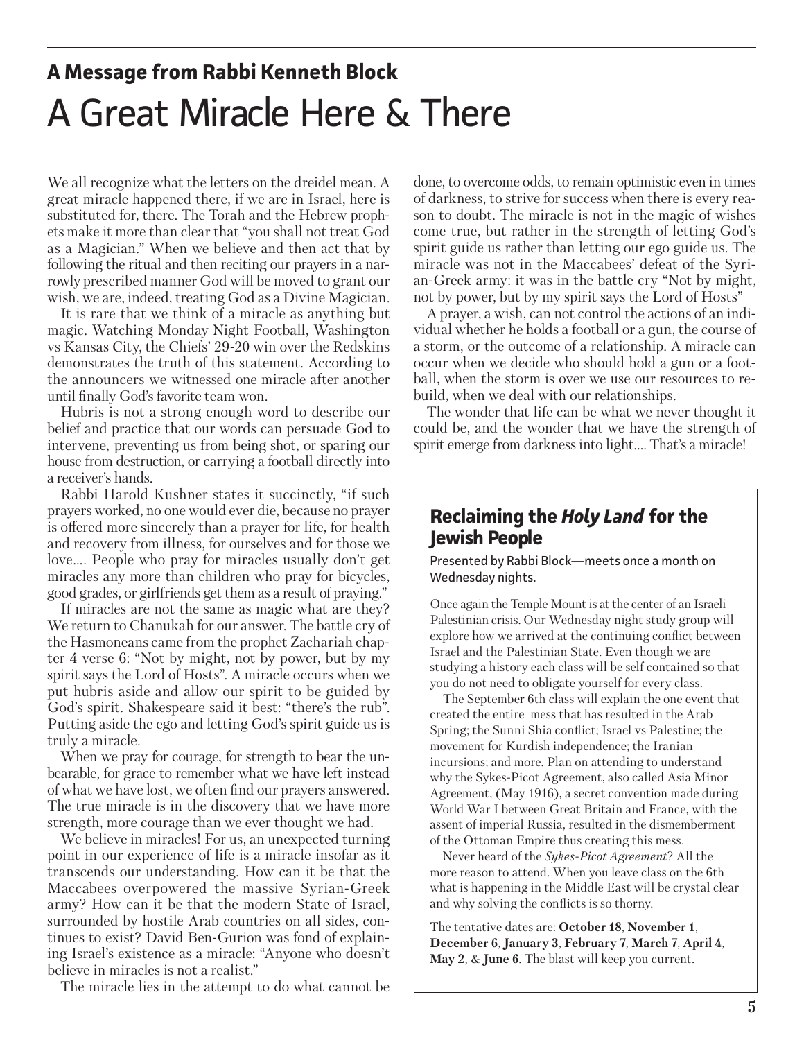## A Message from Rabbi Kenneth Block

# A Great Miracle Here & There

We all recognize what the letters on the dreidel mean. A great miracle happened there, if we are in Israel, here is substituted for, there. The Torah and the Hebrew prophets make it more than clear that "you shall not treat God as a Magician." When we believe and then act that by following the ritual and then reciting our prayers in a narrowly prescribed manner God will be moved to grant our wish, we are, indeed, treating God as a Divine Magician.

It is rare that we think of a miracle as anything but magic. Watching Monday Night Football, Washington vs Kansas City, the Chiefs' 29-20 win over the Redskins demonstrates the truth of this statement. According to the announcers we witnessed one miracle after another until finally God's favorite team won.

Hubris is not a strong enough word to describe our belief and practice that our words can persuade God to intervene, preventing us from being shot, or sparing our house from destruction, or carrying a football directly into a receiver's hands.

Rabbi Harold Kushner states it succinctly, "if such prayers worked, no one would ever die, because no prayer is offered more sincerely than a prayer for life, for health and recovery from illness, for ourselves and for those we love.... People who pray for miracles usually don't get miracles any more than children who pray for bicycles, good grades, or girlfriends get them as a result of praying."

If miracles are not the same as magic what are they? We return to Chanukah for our answer. The battle cry of the Hasmoneans came from the prophet Zachariah chapter 4 verse 6: "Not by might, not by power, but by my spirit says the Lord of Hosts". A miracle occurs when we put hubris aside and allow our spirit to be guided by God's spirit. Shakespeare said it best: "there's the rub". Putting aside the ego and letting God's spirit guide us is truly a miracle.

When we pray for courage, for strength to bear the unbearable, for grace to remember what we have left instead of what we have lost, we often find our prayers answered. The true miracle is in the discovery that we have more strength, more courage than we ever thought we had.

We believe in miracles! For us, an unexpected turning point in our experience of life is a miracle insofar as it transcends our understanding. How can it be that the Maccabees overpowered the massive Syrian-Greek army? How can it be that the modern State of Israel, surrounded by hostile Arab countries on all sides, continues to exist? David Ben-Gurion was fond of explaining Israel's existence as a miracle: "Anyone who doesn't believe in miracles is not a realist."

The miracle lies in the attempt to do what cannot be done, to overcome odds, to remain optimistic even in times of darkness, to strive for success when there is every reason to doubt. The miracle is not in the magic of wishes come true, but rather in the strength of letting God's spirit guide us rather than letting our ego guide us. The miracle was not in the Maccabees' defeat of the Syrian-Greek army: it was in the battle cry "Not by might, not by power, but by my spirit says the Lord of Hosts"

A prayer, a wish, can not control the actions of an individual whether he holds a football or a gun, the course of a storm, or the outcome of a relationship. A miracle can occur when we decide who should hold a gun or a football, when the storm is over we use our resources to rebuild, when we deal with our relationships.

The wonder that life can be what we never thought it could be, and the wonder that we have the strength of spirit emerge from darkness into light.... That's a miracle!

### Reclaiming the *Holy Land* for the Jewish People

Presented by Rabbi Block—meets once a month on Wednesday nights.

Once again the Temple Mount is at the center of an Israeli Palestinian crisis. Our Wednesday night study group will explore how we arrived at the continuing conflict between Israel and the Palestinian State. Even though we are studying a history each class will be self contained so that you do not need to obligate yourself for every class.

The September 6th class will explain the one event that created the entire mess that has resulted in the Arab Spring; the Sunni Shia conflict; Israel vs Palestine; the movement for Kurdish independence; the Iranian incursions; and more. Plan on attending to understand why the Sykes-Picot Agreement, also called Asia Minor Agreement, (May 1916), a secret convention made during World War I between Great Britain and France, with the assent of imperial Russia, resulted in the dismemberment of the Ottoman Empire thus creating this mess.

Never heard of the *Sykes-Picot Agreement*? All the more reason to attend. When you leave class on the 6th what is happening in the Middle East will be crystal clear and why solving the conflicts is so thorny.

The tentative dates are: **October 18**, **November 1**, **December 6**, **January 3**, **February 7**, **March 7**, **April 4**, **May 2**, & **June 6**. The blast will keep you current.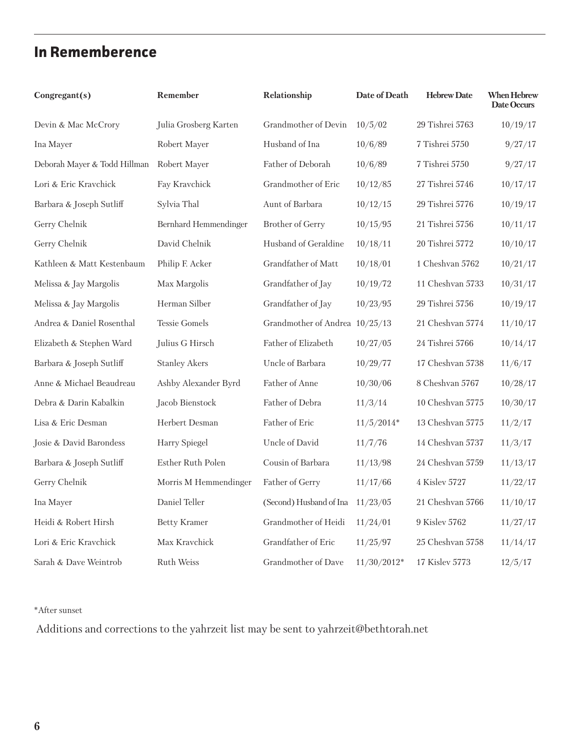## In Rememberence

| Congregant(s) | Remember | Relationship | Date of Death | Hebrew Date | When Hebrew Date Occurs |
|---|---|---|---|---|---|
| Devin & Mac McCrory | Julia Grosberg Karten | Grandmother of Devin | 10/5/02 | 29 Tishrei 5763 | 10/19/17 |
| Ina Mayer | Robert Mayer | Husband of Ina | 10/6/89 | 7 Tishrei 5750 | 9/27/17 |
| Deborah Mayer & Todd Hillman | Robert Mayer | Father of Deborah | 10/6/89 | 7 Tishrei 5750 | 9/27/17 |
| Lori & Eric Kravchick | Fay Kravchick | Grandmother of Eric | 10/12/85 | 27 Tishrei 5746 | 10/17/17 |
| Barbara & Joseph Sutliff | Sylvia Thal | Aunt of Barbara | 10/12/15 | 29 Tishrei 5776 | 10/19/17 |
| Gerry Chelnik | Bernhard Hemmendinger | Brother of Gerry | 10/15/95 | 21 Tishrei 5756 | 10/11/17 |
| Gerry Chelnik | David Chelnik | Husband of Geraldine | 10/18/11 | 20 Tishrei 5772 | 10/10/17 |
| Kathleen & Matt Kestenbaum | Philip F. Acker | Grandfather of Matt | 10/18/01 | 1 Cheshvan 5762 | 10/21/17 |
| Melissa & Jay Margolis | Max Margolis | Grandfather of Jay | 10/19/72 | 11 Cheshvan 5733 | 10/31/17 |
| Melissa & Jay Margolis | Herman Silber | Grandfather of Jay | 10/23/95 | 29 Tishrei 5756 | 10/19/17 |
| Andrea & Daniel Rosenthal | Tessie Gomels | Grandmother of Andrea | 10/25/13 | 21 Cheshvan 5774 | 11/10/17 |
| Elizabeth & Stephen Ward | Julius G Hirsch | Father of Elizabeth | 10/27/05 | 24 Tishrei 5766 | 10/14/17 |
| Barbara & Joseph Sutliff | Stanley Akers | Uncle of Barbara | 10/29/77 | 17 Cheshvan 5738 | 11/6/17 |
| Anne & Michael Beaudreau | Ashby Alexander Byrd | Father of Anne | 10/30/06 | 8 Cheshvan 5767 | 10/28/17 |
| Debra & Darin Kabalkin | Jacob Bienstock | Father of Debra | 11/3/14 | 10 Cheshvan 5775 | 10/30/17 |
| Lisa & Eric Desman | Herbert Desman | Father of Eric | 11/5/2014* | 13 Cheshvan 5775 | 11/2/17 |
| Josie & David Barondess | Harry Spiegel | Uncle of David | 11/7/76 | 14 Cheshvan 5737 | 11/3/17 |
| Barbara & Joseph Sutliff | Esther Ruth Polen | Cousin of Barbara | 11/13/98 | 24 Cheshvan 5759 | 11/13/17 |
| Gerry Chelnik | Morris M Hemmendinger | Father of Gerry | 11/17/66 | 4 Kislev 5727 | 11/22/17 |
| Ina Mayer | Daniel Teller | (Second) Husband of Ina | 11/23/05 | 21 Cheshvan 5766 | 11/10/17 |
| Heidi & Robert Hirsh | Betty Kramer | Grandmother of Heidi | 11/24/01 | 9 Kislev 5762 | 11/27/17 |
| Lori & Eric Kravchick | Max Kravchick | Grandfather of Eric | 11/25/97 | 25 Cheshvan 5758 | 11/14/17 |
| Sarah & Dave Weintrob | Ruth Weiss | Grandmother of Dave | 11/30/2012* | 17 Kislev 5773 | 12/5/17 |

*After sunset

Additions and corrections to the yahrzeit list may be sent to yahrzeit@bethtorah.net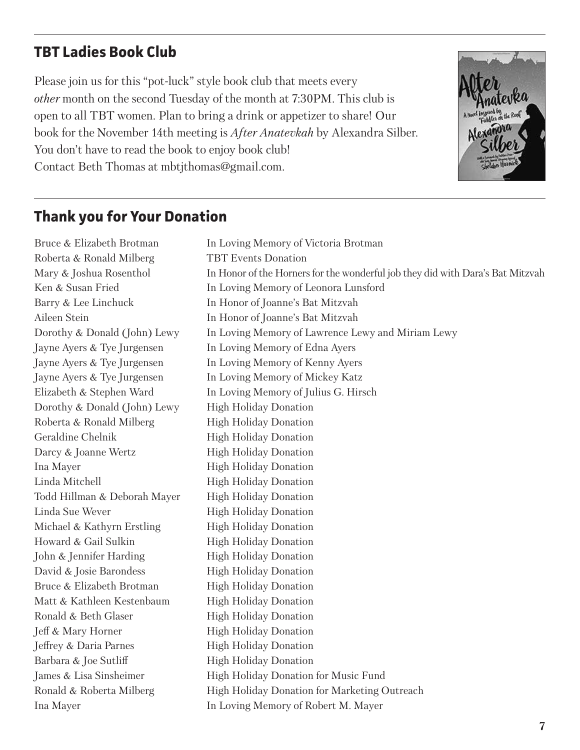## TBT Ladies Book Club

Please join us for this "pot-luck" style book club that meets every *other* month on the second Tuesday of the month at 7:30PM. This club is open to all TBT women. Plan to bring a drink or appetizer to share! Our book for the November 14th meeting is *After Anatevkah* by Alexandra Silber. You don't have to read the book to enjoy book club! Contact Beth Thomas at mbtjthomas@gmail.com.

## Thank you for Your Donation

| | |
|---|---|
| Bruce & Elizabeth Brotman | In Loving Memory of Victoria Brotman |
| Roberta & Ronald Milberg | TBT Events Donation |
| Mary & Joshua Rosenthol | In Honor of the Horners for the wonderful job they did with Dara's Bat Mitzvah |
| Ken & Susan Fried | In Loving Memory of Leonora Lunsford |
| Barry & Lee Linchuck | In Honor of Joanne's Bat Mitzvah |
| Aileen Stein | In Honor of Joanne's Bat Mitzvah |
| Dorothy & Donald (John) Lewy | In Loving Memory of Lawrence Lewy and Miriam Lewy |
| Jayne Ayers & Tye Jurgensen | In Loving Memory of Edna Ayers |
| Jayne Ayers & Tye Jurgensen | In Loving Memory of Kenny Ayers |
| Jayne Ayers & Tye Jurgensen | In Loving Memory of Mickey Katz |
| Elizabeth & Stephen Ward | In Loving Memory of Julius G. Hirsch |
| Dorothy & Donald (John) Lewy | High Holiday Donation |
| Roberta & Ronald Milberg | High Holiday Donation |
| Geraldine Chelnik | High Holiday Donation |
| Darcy & Joanne Wertz | High Holiday Donation |
| Ina Mayer | High Holiday Donation |
| Linda Mitchell | High Holiday Donation |
| Todd Hillman & Deborah Mayer | High Holiday Donation |
| Linda Sue Wever | High Holiday Donation |
| Michael & Kathyrn Erstling | High Holiday Donation |
| Howard & Gail Sulkin | High Holiday Donation |
| John & Jennifer Harding | High Holiday Donation |
| David & Josie Barondess | High Holiday Donation |
| Bruce & Elizabeth Brotman | High Holiday Donation |
| Matt & Kathleen Kestenbaum | High Holiday Donation |
| Ronald & Beth Glaser | High Holiday Donation |
| Jeff & Mary Horner | High Holiday Donation |
| Jeffrey & Daria Parnes | High Holiday Donation |
| Barbara & Joe Sutliff | High Holiday Donation |
| James & Lisa Sinsheimer | High Holiday Donation for Music Fund |
| Ronald & Roberta Milberg | High Holiday Donation for Marketing Outreach |
| Ina Mayer | In Loving Memory of Robert M. Mayer |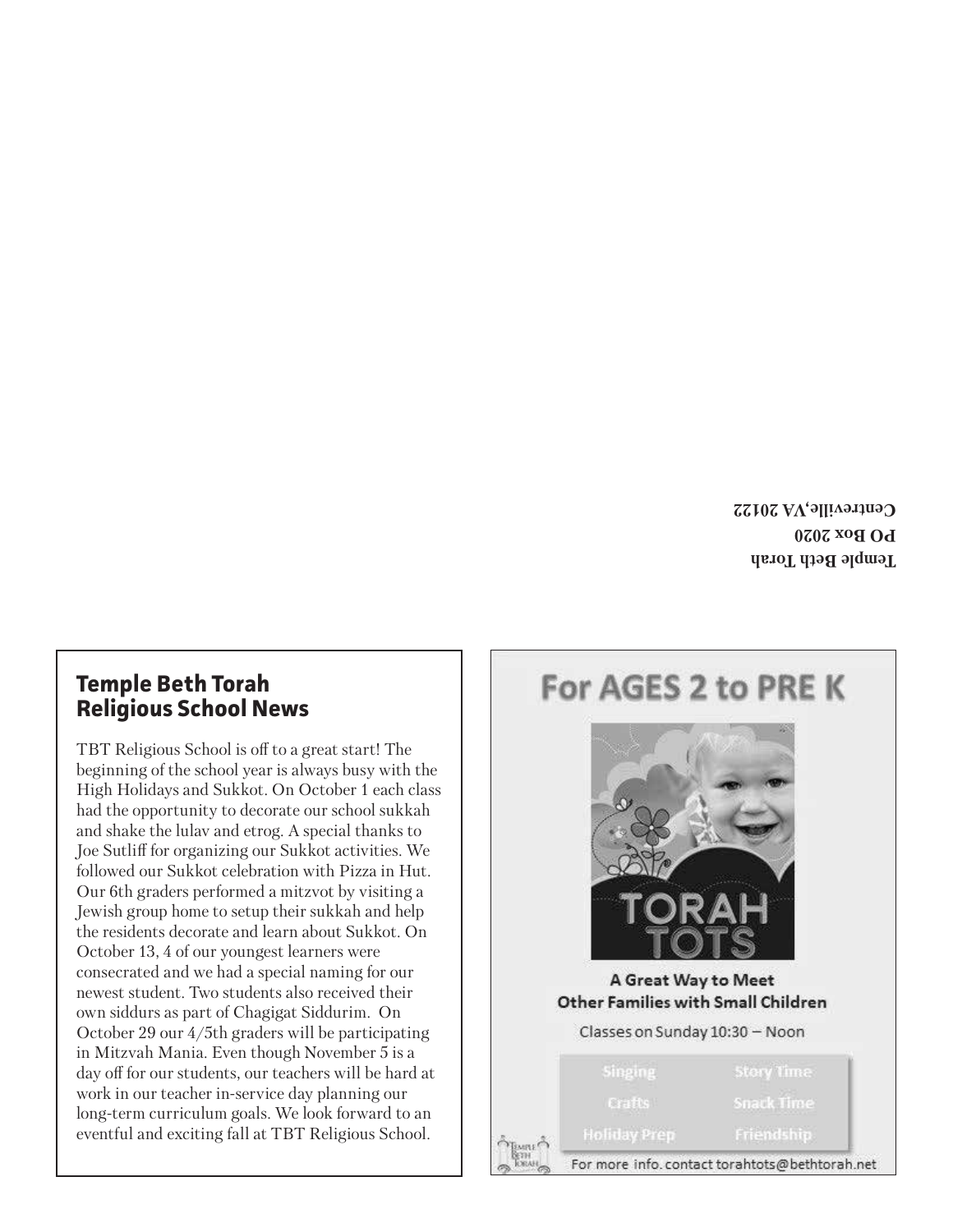Temple Beth Torah
PO Box 2020
Centreville,VA 20122

## Temple Beth Torah Religious School News

TBT Religious School is off to a great start! The beginning of the school year is always busy with the High Holidays and Sukkot. On October 1 each class had the opportunity to decorate our school sukkah and shake the lulav and etrog. A special thanks to Joe Sutliff for organizing our Sukkot activities. We followed our Sukkot celebration with Pizza in Hut. Our 6th graders performed a mitzvot by visiting a Jewish group home to setup their sukkah and help the residents decorate and learn about Sukkot. On October 13, 4 of our youngest learners were consecrated and we had a special naming for our newest student. Two students also received their own siddurs as part of Chagigat Siddurim. On October 29 our 4/5th graders will be participating in Mitzvah Mania. Even though November 5 is a day off for our students, our teachers will be hard at work in our teacher in-service day planning our long-term curriculum goals. We look forward to an eventful and exciting fall at TBT Religious School.

## For AGES 2 to PRE K

**TORAH TOTS**

**A Great Way to Meet Other Families with Small Children**

Classes on Sunday 10:30 – Noon

- Singing
- Story Time
- Crafts
- Snack Time
- Holiday Prep
- Friendship

Temple Beth Torah

For more info. contact torahtots@bethtorah.net